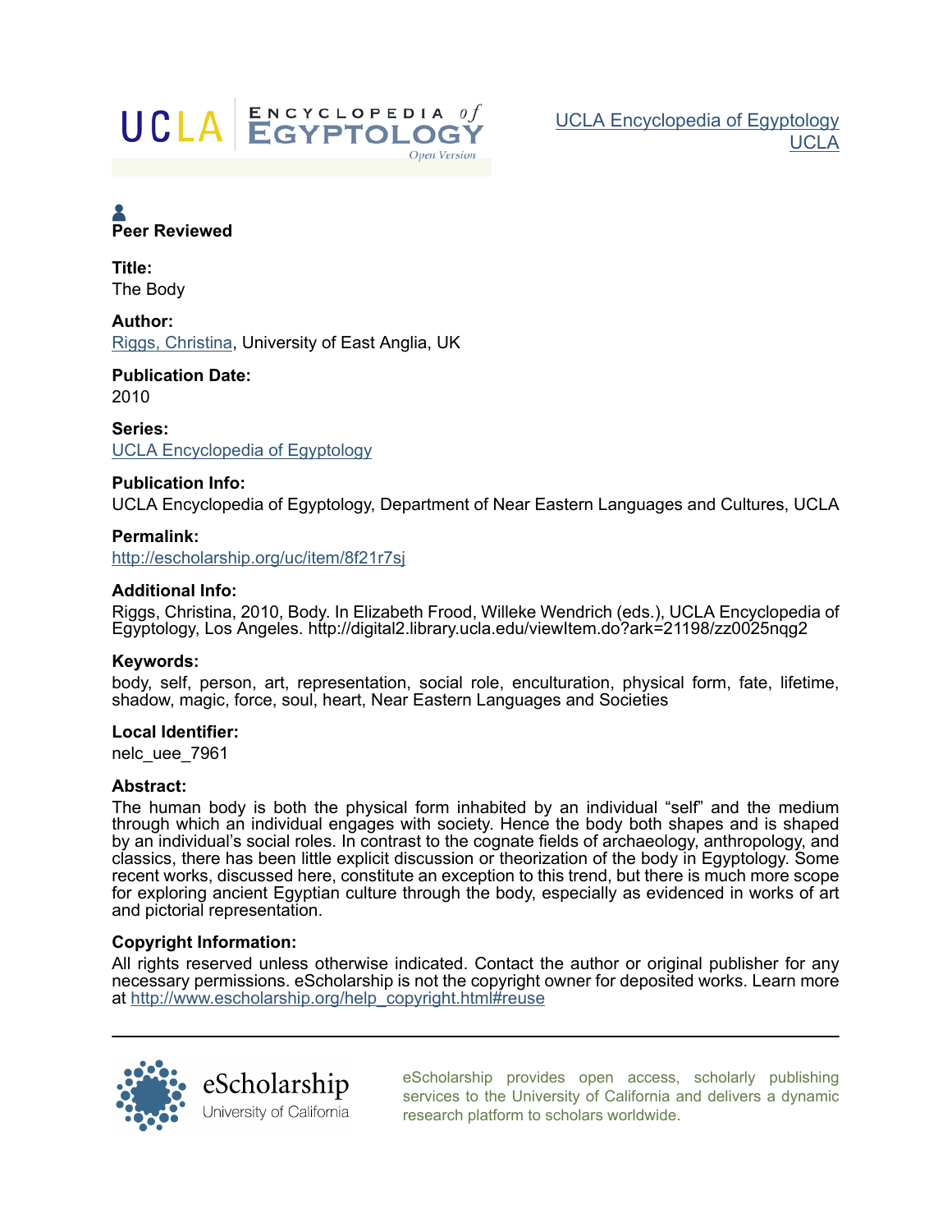UCLA Encyclopedia of Egyptology
UCLA

**Peer Reviewed**

**Title:**
The Body

**Author:**
Riggs, Christina, University of East Anglia, UK

**Publication Date:**
2010

**Series:**
UCLA Encyclopedia of Egyptology

**Publication Info:**
UCLA Encyclopedia of Egyptology, Department of Near Eastern Languages and Cultures, UCLA

**Permalink:**
http://escholarship.org/uc/item/8f21r7sj

**Additional Info:**
Riggs, Christina, 2010, Body. In Elizabeth Frood, Willeke Wendrich (eds.), UCLA Encyclopedia of Egyptology, Los Angeles. http://digital2.library.ucla.edu/viewItem.do?ark=21198/zz0025nqg2

**Keywords:**
body, self, person, art, representation, social role, enculturation, physical form, fate, lifetime, shadow, magic, force, soul, heart, Near Eastern Languages and Societies

**Local Identifier:**
nelc_uee_7961

**Abstract:**
The human body is both the physical form inhabited by an individual "self" and the medium through which an individual engages with society. Hence the body both shapes and is shaped by an individual's social roles. In contrast to the cognate fields of archaeology, anthropology, and classics, there has been little explicit discussion or theorization of the body in Egyptology. Some recent works, discussed here, constitute an exception to this trend, but there is much more scope for exploring ancient Egyptian culture through the body, especially as evidenced in works of art and pictorial representation.

**Copyright Information:**
All rights reserved unless otherwise indicated. Contact the author or original publisher for any necessary permissions. eScholarship is not the copyright owner for deposited works. Learn more at http://www.escholarship.org/help_copyright.html#reuse

eScholarship provides open access, scholarly publishing services to the University of California and delivers a dynamic research platform to scholars worldwide.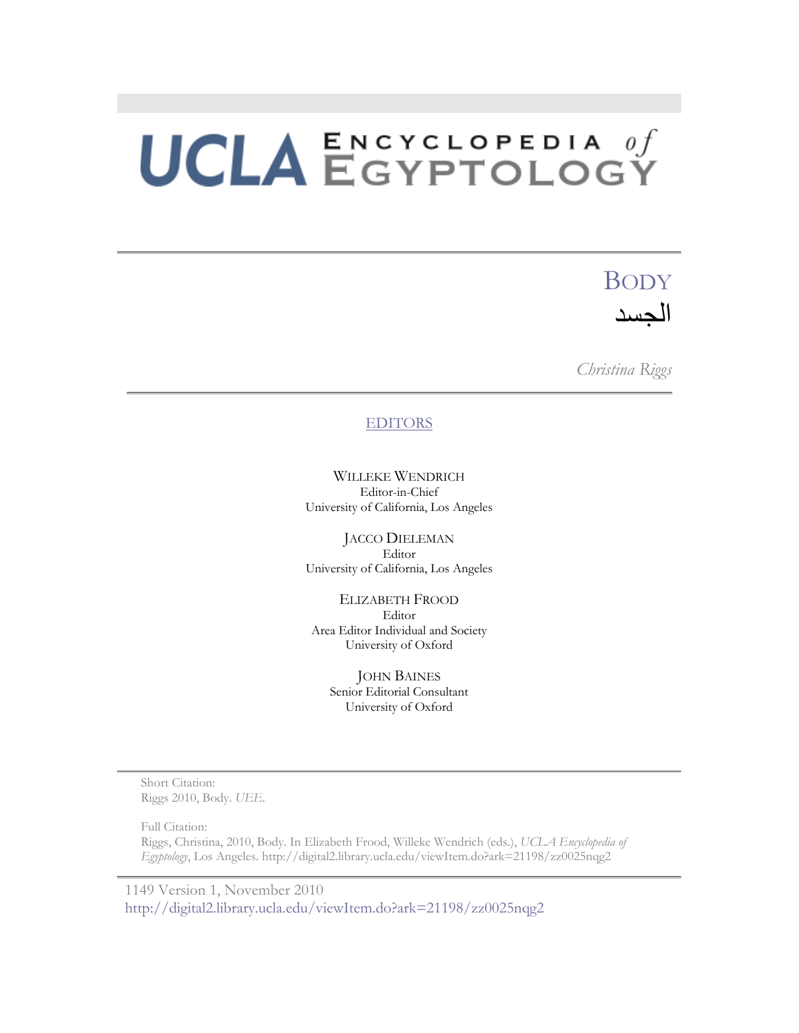# UCLA ENCYCLOPEDIA *of* EGYPTOLOGY

# BODY

# الجسد

*Christina Riggs*

EDITORS

WILLEKE WENDRICH
Editor-in-Chief
University of California, Los Angeles

JACCO DIELEMAN
Editor
University of California, Los Angeles

ELIZABETH FROOD
Editor
Area Editor Individual and Society
University of Oxford

JOHN BAINES
Senior Editorial Consultant
University of Oxford

Short Citation:
Riggs 2010, Body. *UEE*.

Full Citation:
Riggs, Christina, 2010, Body. In Elizabeth Frood, Willeke Wendrich (eds.), *UCLA Encyclopedia of Egyptology*, Los Angeles. http://digital2.library.ucla.edu/viewItem.do?ark=21198/zz0025nqg2

1149 Version 1, November 2010
http://digital2.library.ucla.edu/viewItem.do?ark=21198/zz0025nqg2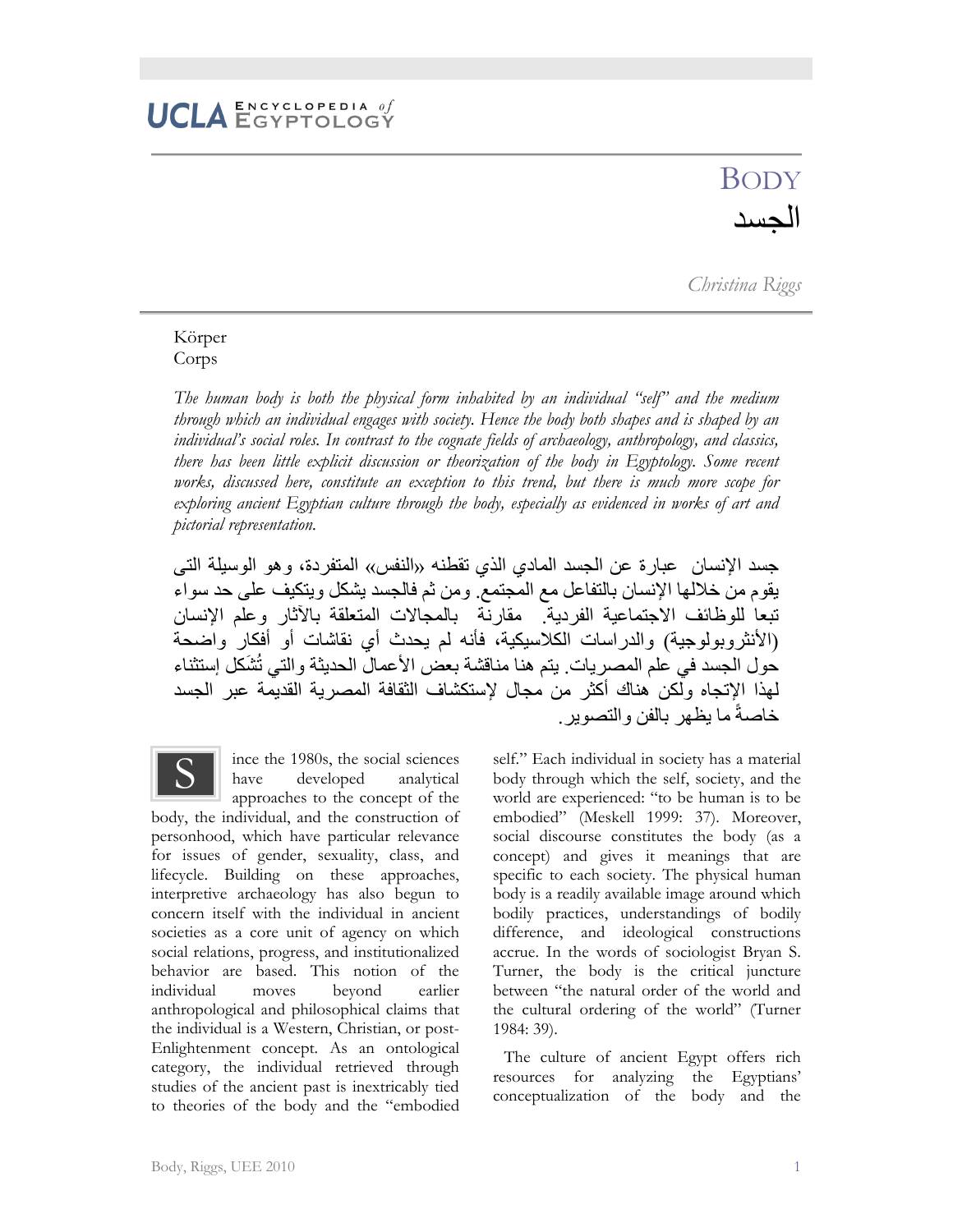# BODY

# الجسد

*Christina Riggs*

Körper
Corps

*The human body is both the physical form inhabited by an individual "self" and the medium through which an individual engages with society. Hence the body both shapes and is shaped by an individual's social roles. In contrast to the cognate fields of archaeology, anthropology, and classics, there has been little explicit discussion or theorization of the body in Egyptology. Some recent works, discussed here, constitute an exception to this trend, but there is much more scope for exploring ancient Egyptian culture through the body, especially as evidenced in works of art and pictorial representation.*

جسد الإنسان عبارة عن الجسد المادي الذي تقطنه «النفس» المتفردة، وهو الوسيلة التى يقوم من خلالها الإنسان بالتفاعل مع المجتمع. ومن ثم فالجسد يشكل ويتكيف على حد سواء تبعا للوظائف الاجتماعية الفردية. مقارنة بالمجالات المتعلقة بالآثار وعلم الإنسان (الأنثروبولوجية) والدراسات الكلاسيكية، فأنه لم يحدث أي نقاشات أو أفكار واضحة حول الجسد في علم المصريات. يتم هنا مناقشة بعض الأعمال الحديثة والتي تُشَكل إستثناء لهذا الإتجاه ولكن هناك أكثر من مجال لإستكشاف الثقافة المصرية القديمة عبر الجسد خاصةً ما يظهر بالفن والتصوير.

Since the 1980s, the social sciences have developed analytical approaches to the concept of the body, the individual, and the construction of personhood, which have particular relevance for issues of gender, sexuality, class, and lifecycle. Building on these approaches, interpretive archaeology has also begun to concern itself with the individual in ancient societies as a core unit of agency on which social relations, progress, and institutionalized behavior are based. This notion of the individual moves beyond earlier anthropological and philosophical claims that the individual is a Western, Christian, or post-Enlightenment concept. As an ontological category, the individual retrieved through studies of the ancient past is inextricably tied to theories of the body and the "embodied self." Each individual in society has a material body through which the self, society, and the world are experienced: "to be human is to be embodied" (Meskell 1999: 37). Moreover, social discourse constitutes the body (as a concept) and gives it meanings that are specific to each society. The physical human body is a readily available image around which bodily practices, understandings of bodily difference, and ideological constructions accrue. In the words of sociologist Bryan S. Turner, the body is the critical juncture between "the natural order of the world and the cultural ordering of the world" (Turner 1984: 39).

The culture of ancient Egypt offers rich resources for analyzing the Egyptians' conceptualization of the body and the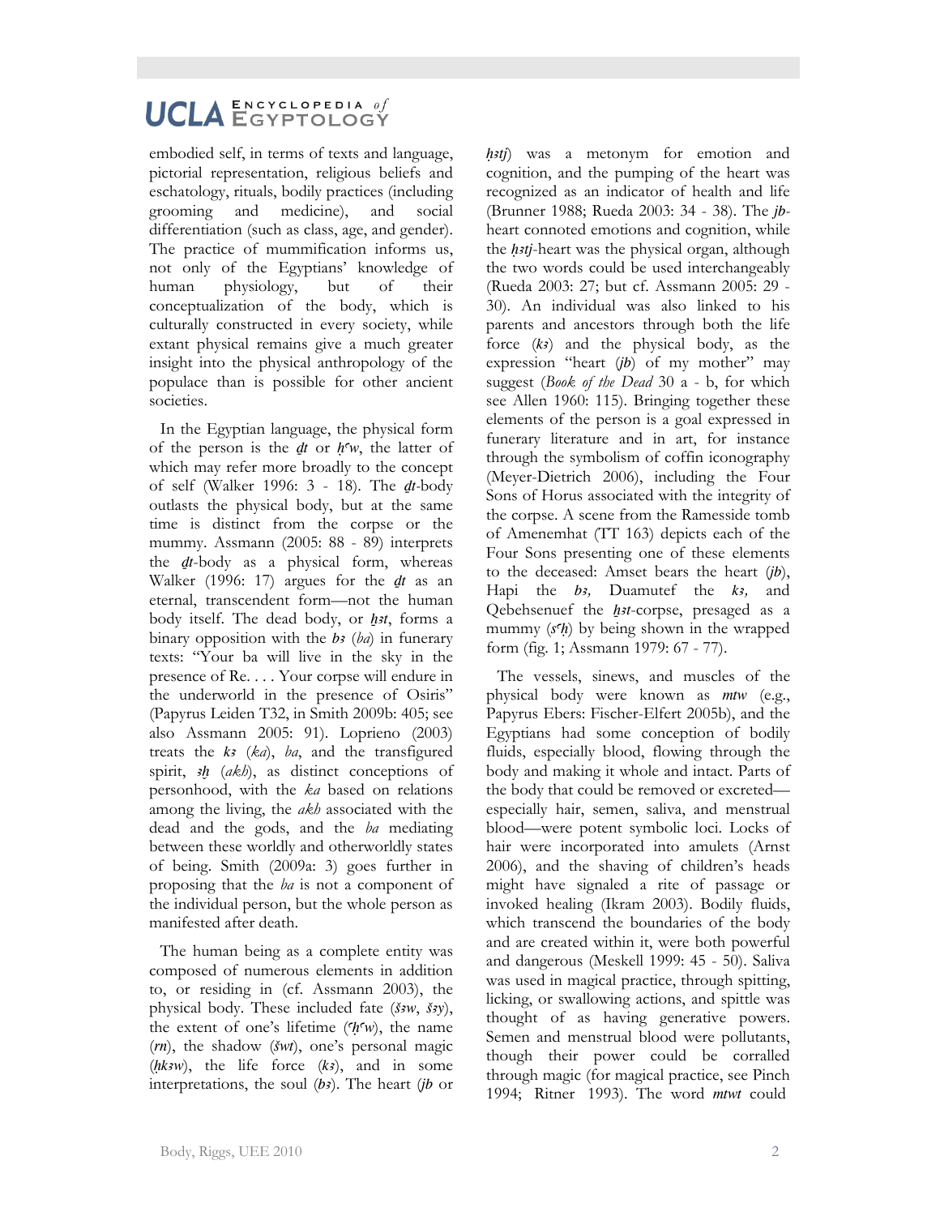embodied self, in terms of texts and language, pictorial representation, religious beliefs and eschatology, rituals, bodily practices (including grooming and medicine), and social differentiation (such as class, age, and gender). The practice of mummification informs us, not only of the Egyptians' knowledge of human physiology, but of their conceptualization of the body, which is culturally constructed in every society, while extant physical remains give a much greater insight into the physical anthropology of the populace than is possible for other ancient societies.

In the Egyptian language, the physical form of the person is the *ḏt* or *ḥʿw*, the latter of which may refer more broadly to the concept of self (Walker 1996: 3 - 18). The *ḏt*-body outlasts the physical body, but at the same time is distinct from the corpse or the mummy. Assmann (2005: 88 - 89) interprets the *ḏt*-body as a physical form, whereas Walker (1996: 17) argues for the *ḏt* as an eternal, transcendent form—not the human body itself. The dead body, or *ẖꜣt*, forms a binary opposition with the *bꜣ* (*ba*) in funerary texts: "Your ba will live in the sky in the presence of Re. . . . Your corpse will endure in the underworld in the presence of Osiris" (Papyrus Leiden T32, in Smith 2009b: 405; see also Assmann 2005: 91). Loprieno (2003) treats the *kꜣ* (*ka*), *ba*, and the transfigured spirit, *ꜣḫ* (*akh*), as distinct conceptions of personhood, with the *ka* based on relations among the living, the *akh* associated with the dead and the gods, and the *ba* mediating between these worldly and otherworldly states of being. Smith (2009a: 3) goes further in proposing that the *ba* is not a component of the individual person, but the whole person as manifested after death.

The human being as a complete entity was composed of numerous elements in addition to, or residing in (cf. Assmann 2003), the physical body. These included fate (*šꜣw*, *šꜣy*), the extent of one's lifetime (*ʿḥʿw*), the name (*rn*), the shadow (*šwt*), one's personal magic (*ḥkꜣw*), the life force (*kꜣ*), and in some interpretations, the soul (*bꜣ*). The heart (*jb* or *ḥꜣtj*) was a metonym for emotion and cognition, and the pumping of the heart was recognized as an indicator of health and life (Brunner 1988; Rueda 2003: 34 - 38). The *jb*-heart connoted emotions and cognition, while the *ḥꜣtj*-heart was the physical organ, although the two words could be used interchangeably (Rueda 2003: 27; but cf. Assmann 2005: 29 - 30). An individual was also linked to his parents and ancestors through both the life force (*kꜣ*) and the physical body, as the expression "heart (*jb*) of my mother" may suggest (*Book of the Dead* 30 a - b, for which see Allen 1960: 115). Bringing together these elements of the person is a goal expressed in funerary literature and in art, for instance through the symbolism of coffin iconography (Meyer-Dietrich 2006), including the Four Sons of Horus associated with the integrity of the corpse. A scene from the Ramesside tomb of Amenemhat (TT 163) depicts each of the Four Sons presenting one of these elements to the deceased: Amset bears the heart (*jb*), Hapi the *bꜣ,* Duamutef the *kꜣ,* and Qebehsenuef the *ẖꜣt*-corpse, presaged as a mummy (*sʿḥ*) by being shown in the wrapped form (fig. 1; Assmann 1979: 67 - 77).

The vessels, sinews, and muscles of the physical body were known as *mtw* (e.g., Papyrus Ebers: Fischer-Elfert 2005b), and the Egyptians had some conception of bodily fluids, especially blood, flowing through the body and making it whole and intact. Parts of the body that could be removed or excreted—especially hair, semen, saliva, and menstrual blood—were potent symbolic loci. Locks of hair were incorporated into amulets (Arnst 2006), and the shaving of children's heads might have signaled a rite of passage or invoked healing (Ikram 2003). Bodily fluids, which transcend the boundaries of the body and are created within it, were both powerful and dangerous (Meskell 1999: 45 - 50). Saliva was used in magical practice, through spitting, licking, or swallowing actions, and spittle was thought of as having generative powers. Semen and menstrual blood were pollutants, though their power could be corralled through magic (for magical practice, see Pinch 1994; Ritner 1993). The word *mtwt* could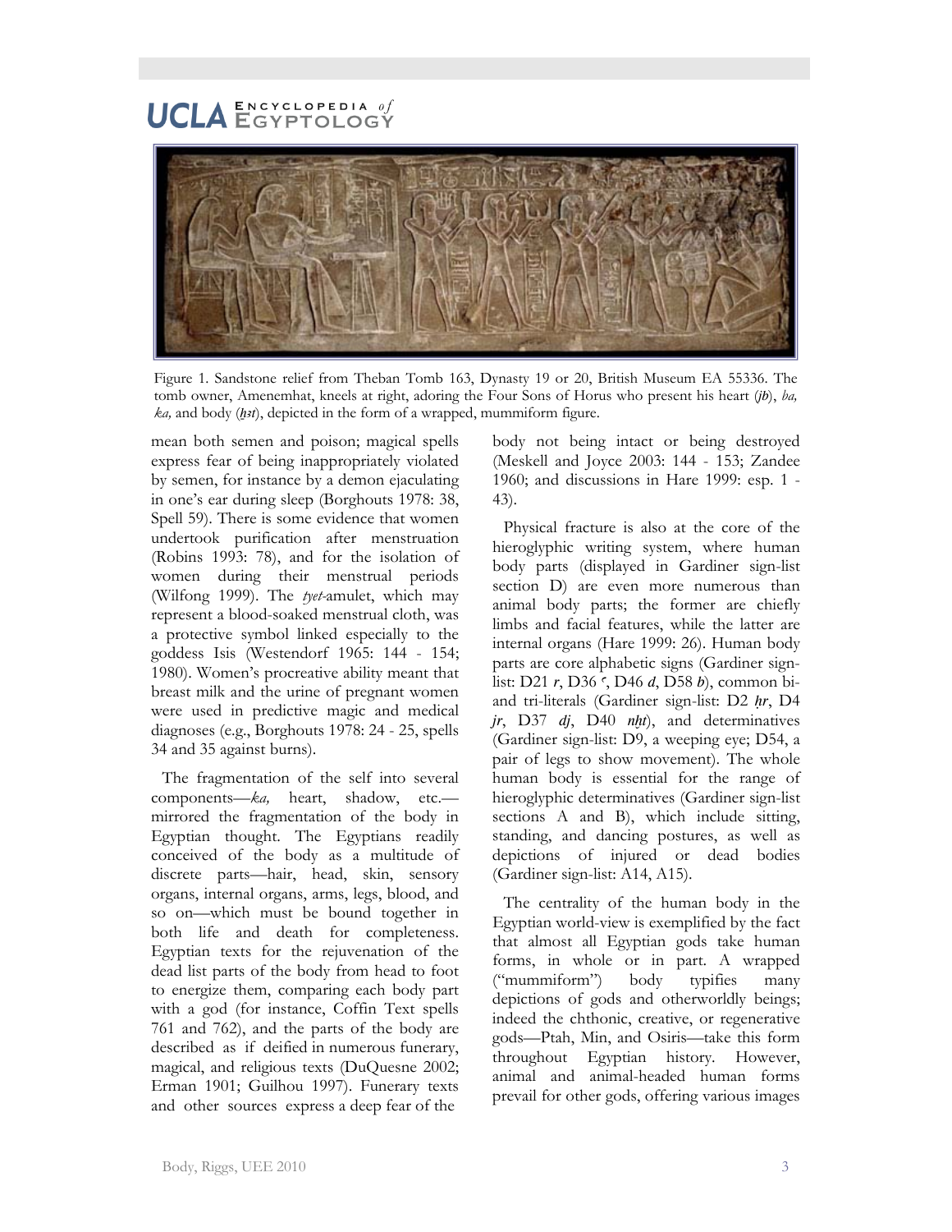Figure 1. Sandstone relief from Theban Tomb 163, Dynasty 19 or 20, British Museum EA 55336. The tomb owner, Amenemhat, kneels at right, adoring the Four Sons of Horus who present his heart (*jb*), *ba, ka,* and body (*ẖ3t*), depicted in the form of a wrapped, mummiform figure.

mean both semen and poison; magical spells express fear of being inappropriately violated by semen, for instance by a demon ejaculating in one's ear during sleep (Borghouts 1978: 38, Spell 59). There is some evidence that women undertook purification after menstruation (Robins 1993: 78), and for the isolation of women during their menstrual periods (Wilfong 1999). The *tyet*-amulet, which may represent a blood-soaked menstrual cloth, was a protective symbol linked especially to the goddess Isis (Westendorf 1965: 144 - 154; 1980). Women's procreative ability meant that breast milk and the urine of pregnant women were used in predictive magic and medical diagnoses (e.g., Borghouts 1978: 24 - 25, spells 34 and 35 against burns).

The fragmentation of the self into several components—*ka,* heart, shadow, etc.—mirrored the fragmentation of the body in Egyptian thought. The Egyptians readily conceived of the body as a multitude of discrete parts—hair, head, skin, sensory organs, internal organs, arms, legs, blood, and so on—which must be bound together in both life and death for completeness. Egyptian texts for the rejuvenation of the dead list parts of the body from head to foot to energize them, comparing each body part with a god (for instance, Coffin Text spells 761 and 762), and the parts of the body are described as if deified in numerous funerary, magical, and religious texts (DuQuesne 2002; Erman 1901; Guilhou 1997). Funerary texts and other sources express a deep fear of the body not being intact or being destroyed (Meskell and Joyce 2003: 144 - 153; Zandee 1960; and discussions in Hare 1999: esp. 1 - 43).

Physical fracture is also at the core of the hieroglyphic writing system, where human body parts (displayed in Gardiner sign-list section D) are even more numerous than animal body parts; the former are chiefly limbs and facial features, while the latter are internal organs (Hare 1999: 26). Human body parts are core alphabetic signs (Gardiner sign-list: D21 *r*, D36 ꜥ, D46 *d*, D58 *b*), common bi- and tri-literals (Gardiner sign-list: D2 *ḥr*, D4 *jr*, D37 *dj*, D40 *nḫt*), and determinatives (Gardiner sign-list: D9, a weeping eye; D54, a pair of legs to show movement). The whole human body is essential for the range of hieroglyphic determinatives (Gardiner sign-list sections A and B), which include sitting, standing, and dancing postures, as well as depictions of injured or dead bodies (Gardiner sign-list: A14, A15).

The centrality of the human body in the Egyptian world-view is exemplified by the fact that almost all Egyptian gods take human forms, in whole or in part. A wrapped ("mummiform") body typifies many depictions of gods and otherworldly beings; indeed the chthonic, creative, or regenerative gods—Ptah, Min, and Osiris—take this form throughout Egyptian history. However, animal and animal-headed human forms prevail for other gods, offering various images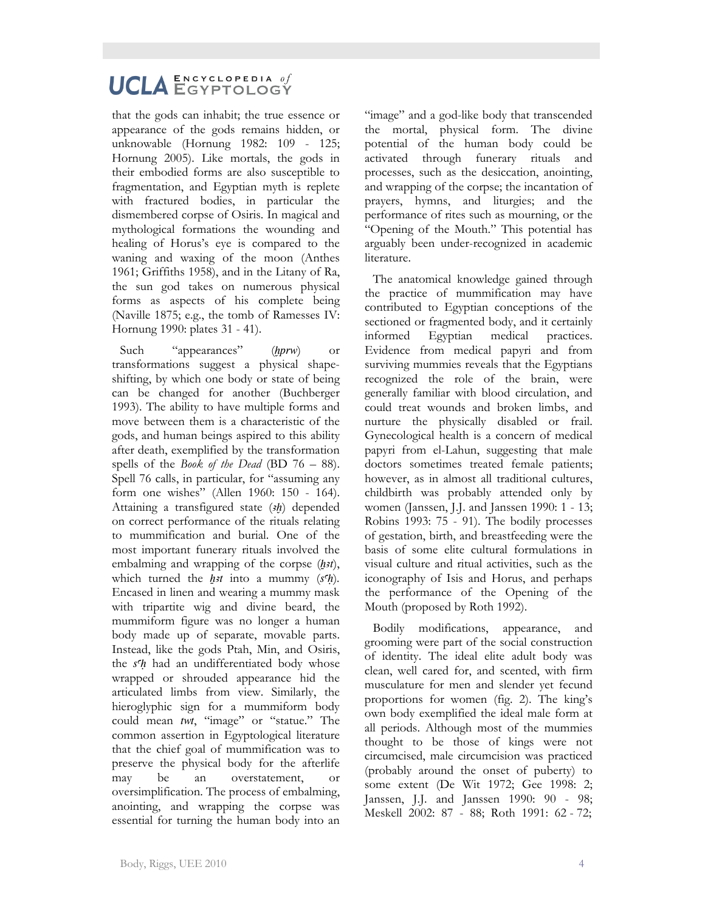that the gods can inhabit; the true essence or appearance of the gods remains hidden, or unknowable (Hornung 1982: 109 - 125; Hornung 2005). Like mortals, the gods in their embodied forms are also susceptible to fragmentation, and Egyptian myth is replete with fractured bodies, in particular the dismembered corpse of Osiris. In magical and mythological formations the wounding and healing of Horus's eye is compared to the waning and waxing of the moon (Anthes 1961; Griffiths 1958), and in the Litany of Ra, the sun god takes on numerous physical forms as aspects of his complete being (Naville 1875; e.g., the tomb of Ramesses IV: Hornung 1990: plates 31 - 41).

Such "appearances" (*ḫprw*) or transformations suggest a physical shape-shifting, by which one body or state of being can be changed for another (Buchberger 1993). The ability to have multiple forms and move between them is a characteristic of the gods, and human beings aspired to this ability after death, exemplified by the transformation spells of the *Book of the Dead* (BD 76 – 88). Spell 76 calls, in particular, for "assuming any form one wishes" (Allen 1960: 150 - 164). Attaining a transfigured state (*ꜣḫ*) depended on correct performance of the rituals relating to mummification and burial. One of the most important funerary rituals involved the embalming and wrapping of the corpse (*ḫꜣt*), which turned the *ḫꜣt* into a mummy (*sꜥḥ*). Encased in linen and wearing a mummy mask with tripartite wig and divine beard, the mummiform figure was no longer a human body made up of separate, movable parts. Instead, like the gods Ptah, Min, and Osiris, the *sꜥḥ* had an undifferentiated body whose wrapped or shrouded appearance hid the articulated limbs from view. Similarly, the hieroglyphic sign for a mummiform body could mean *twt*, "image" or "statue." The common assertion in Egyptological literature that the chief goal of mummification was to preserve the physical body for the afterlife may be an overstatement, or oversimplification. The process of embalming, anointing, and wrapping the corpse was essential for turning the human body into an "image" and a god-like body that transcended the mortal, physical form. The divine potential of the human body could be activated through funerary rituals and processes, such as the desiccation, anointing, and wrapping of the corpse; the incantation of prayers, hymns, and liturgies; and the performance of rites such as mourning, or the "Opening of the Mouth." This potential has arguably been under-recognized in academic literature.

The anatomical knowledge gained through the practice of mummification may have contributed to Egyptian conceptions of the sectioned or fragmented body, and it certainly informed Egyptian medical practices. Evidence from medical papyri and from surviving mummies reveals that the Egyptians recognized the role of the brain, were generally familiar with blood circulation, and could treat wounds and broken limbs, and nurture the physically disabled or frail. Gynecological health is a concern of medical papyri from el-Lahun, suggesting that male doctors sometimes treated female patients; however, as in almost all traditional cultures, childbirth was probably attended only by women (Janssen, J.J. and Janssen 1990: 1 - 13; Robins 1993: 75 - 91). The bodily processes of gestation, birth, and breastfeeding were the basis of some elite cultural formulations in visual culture and ritual activities, such as the iconography of Isis and Horus, and perhaps the performance of the Opening of the Mouth (proposed by Roth 1992).

Bodily modifications, appearance, and grooming were part of the social construction of identity. The ideal elite adult body was clean, well cared for, and scented, with firm musculature for men and slender yet fecund proportions for women (fig. 2). The king's own body exemplified the ideal male form at all periods. Although most of the mummies thought to be those of kings were not circumcised, male circumcision was practiced (probably around the onset of puberty) to some extent (De Wit 1972; Gee 1998: 2; Janssen, J.J. and Janssen 1990: 90 - 98; Meskell 2002: 87 - 88; Roth 1991: 62 - 72;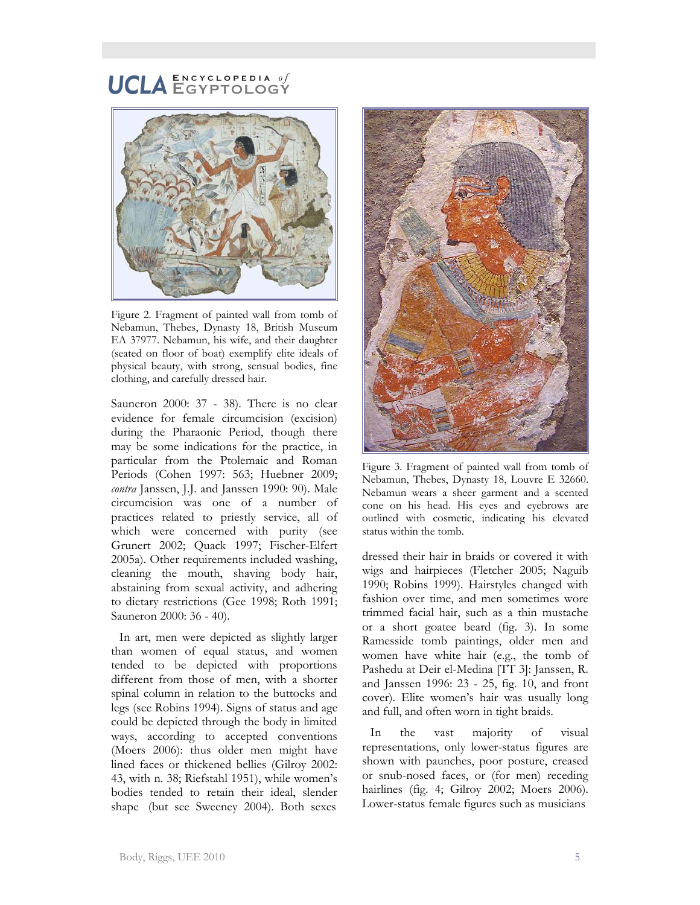Figure 2. Fragment of painted wall from tomb of Nebamun, Thebes, Dynasty 18, British Museum EA 37977. Nebamun, his wife, and their daughter (seated on floor of boat) exemplify elite ideals of physical beauty, with strong, sensual bodies, fine clothing, and carefully dressed hair.

Sauneron 2000: 37 - 38). There is no clear evidence for female circumcision (excision) during the Pharaonic Period, though there may be some indications for the practice, in particular from the Ptolemaic and Roman Periods (Cohen 1997: 563; Huebner 2009; *contra* Janssen, J.J. and Janssen 1990: 90). Male circumcision was one of a number of practices related to priestly service, all of which were concerned with purity (see Grunert 2002; Quack 1997; Fischer-Elfert 2005a). Other requirements included washing, cleaning the mouth, shaving body hair, abstaining from sexual activity, and adhering to dietary restrictions (Gee 1998; Roth 1991; Sauneron 2000: 36 - 40).

In art, men were depicted as slightly larger than women of equal status, and women tended to be depicted with proportions different from those of men, with a shorter spinal column in relation to the buttocks and legs (see Robins 1994). Signs of status and age could be depicted through the body in limited ways, according to accepted conventions (Moers 2006): thus older men might have lined faces or thickened bellies (Gilroy 2002: 43, with n. 38; Riefstahl 1951), while women's bodies tended to retain their ideal, slender shape (but see Sweeney 2004). Both sexes dressed their hair in braids or covered it with wigs and hairpieces (Fletcher 2005; Naguib 1990; Robins 1999). Hairstyles changed with fashion over time, and men sometimes wore trimmed facial hair, such as a thin mustache or a short goatee beard (fig. 3). In some Ramesside tomb paintings, older men and women have white hair (e.g., the tomb of Pashedu at Deir el-Medina [TT 3]: Janssen, R. and Janssen 1996: 23 - 25, fig. 10, and front cover). Elite women's hair was usually long and full, and often worn in tight braids.

Figure 3. Fragment of painted wall from tomb of Nebamun, Thebes, Dynasty 18, Louvre E 32660. Nebamun wears a sheer garment and a scented cone on his head. His eyes and eyebrows are outlined with cosmetic, indicating his elevated status within the tomb.

In the vast majority of visual representations, only lower-status figures are shown with paunches, poor posture, creased or snub-nosed faces, or (for men) receding hairlines (fig. 4; Gilroy 2002; Moers 2006). Lower-status female figures such as musicians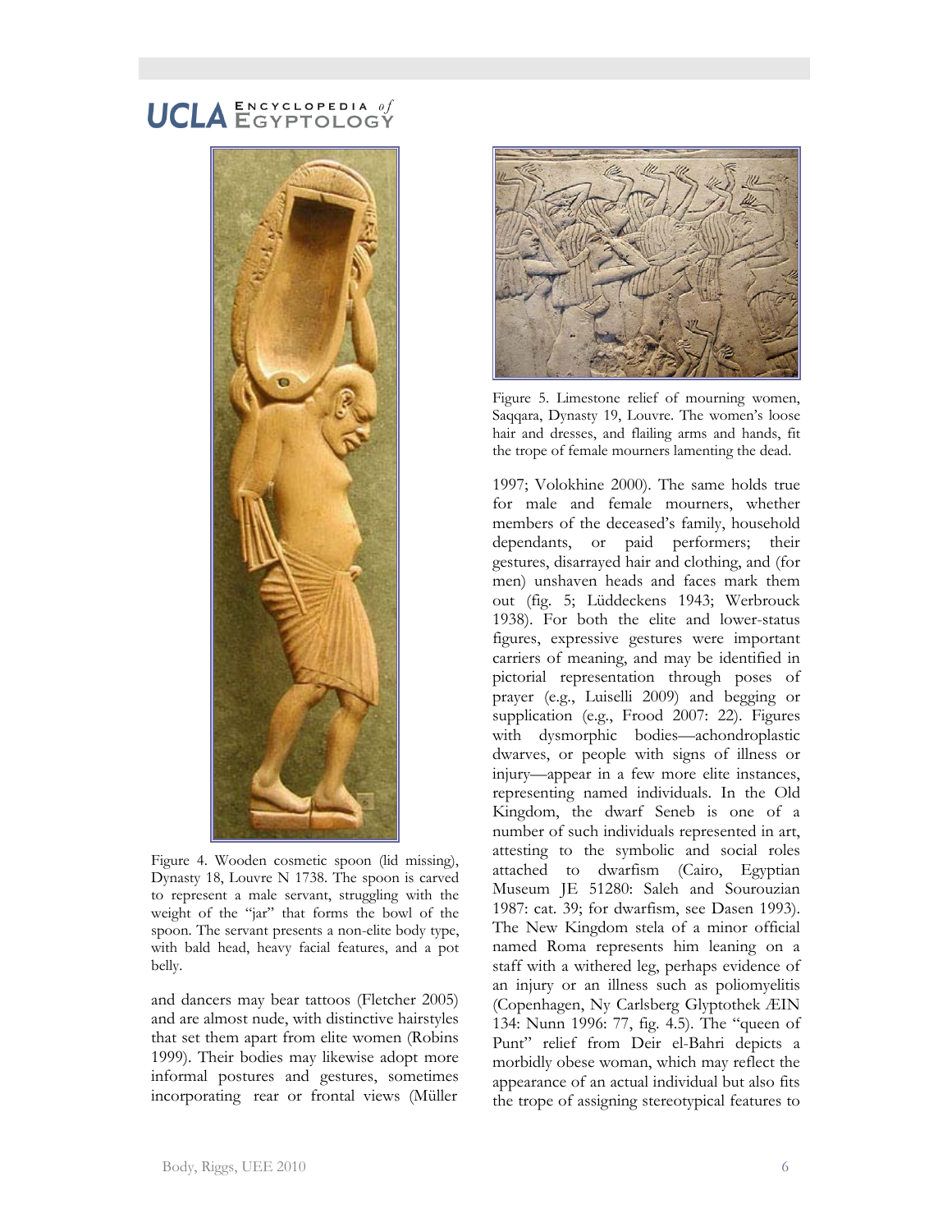Figure 4. Wooden cosmetic spoon (lid missing), Dynasty 18, Louvre N 1738. The spoon is carved to represent a male servant, struggling with the weight of the "jar" that forms the bowl of the spoon. The servant presents a non-elite body type, with bald head, heavy facial features, and a pot belly.

and dancers may bear tattoos (Fletcher 2005) and are almost nude, with distinctive hairstyles that set them apart from elite women (Robins 1999). Their bodies may likewise adopt more informal postures and gestures, sometimes incorporating rear or frontal views (Müller 1997; Volokhine 2000). The same holds true for male and female mourners, whether members of the deceased's family, household dependants, or paid performers; their gestures, disarrayed hair and clothing, and (for men) unshaven heads and faces mark them out (fig. 5; Lüddeckens 1943; Werbrouck 1938). For both the elite and lower-status figures, expressive gestures were important carriers of meaning, and may be identified in pictorial representation through poses of prayer (e.g., Luiselli 2009) and begging or supplication (e.g., Frood 2007: 22). Figures with dysmorphic bodies—achondroplastic dwarves, or people with signs of illness or injury—appear in a few more elite instances, representing named individuals. In the Old Kingdom, the dwarf Seneb is one of a number of such individuals represented in art, attesting to the symbolic and social roles attached to dwarfism (Cairo, Egyptian Museum JE 51280: Saleh and Sourouzian 1987: cat. 39; for dwarfism, see Dasen 1993). The New Kingdom stela of a minor official named Roma represents him leaning on a staff with a withered leg, perhaps evidence of an injury or an illness such as poliomyelitis (Copenhagen, Ny Carlsberg Glyptothek ÆIN 134: Nunn 1996: 77, fig. 4.5). The "queen of Punt" relief from Deir el-Bahri depicts a morbidly obese woman, which may reflect the appearance of an actual individual but also fits the trope of assigning stereotypical features to

Figure 5. Limestone relief of mourning women, Saqqara, Dynasty 19, Louvre. The women's loose hair and dresses, and flailing arms and hands, fit the trope of female mourners lamenting the dead.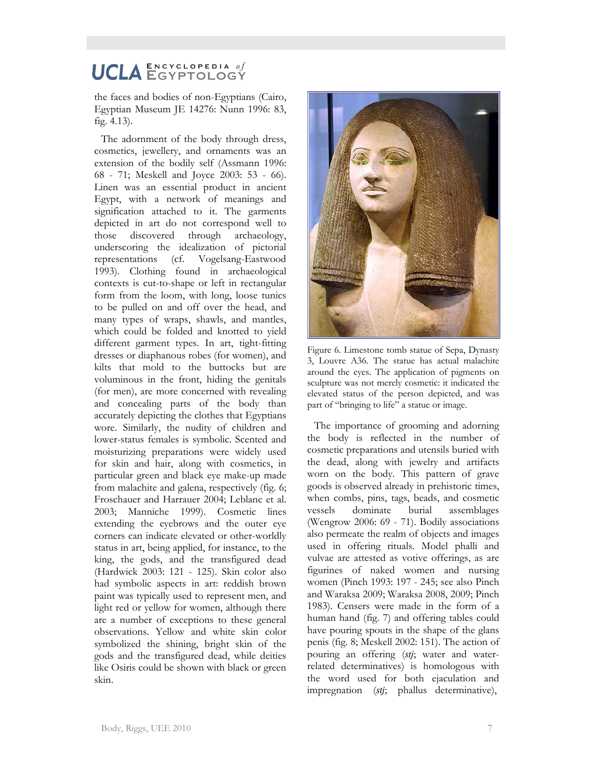the faces and bodies of non-Egyptians (Cairo, Egyptian Museum JE 14276: Nunn 1996: 83, fig. 4.13).

The adornment of the body through dress, cosmetics, jewellery, and ornaments was an extension of the bodily self (Assmann 1996: 68 - 71; Meskell and Joyce 2003: 53 - 66). Linen was an essential product in ancient Egypt, with a network of meanings and signification attached to it. The garments depicted in art do not correspond well to those discovered through archaeology, underscoring the idealization of pictorial representations (cf. Vogelsang-Eastwood 1993). Clothing found in archaeological contexts is cut-to-shape or left in rectangular form from the loom, with long, loose tunics to be pulled on and off over the head, and many types of wraps, shawls, and mantles, which could be folded and knotted to yield different garment types. In art, tight-fitting dresses or diaphanous robes (for women), and kilts that mold to the buttocks but are voluminous in the front, hiding the genitals (for men), are more concerned with revealing and concealing parts of the body than accurately depicting the clothes that Egyptians wore. Similarly, the nudity of children and lower-status females is symbolic. Scented and moisturizing preparations were widely used for skin and hair, along with cosmetics, in particular green and black eye make-up made from malachite and galena, respectively (fig. 6; Froschauer and Harrauer 2004; Leblanc et al. 2003; Manniche 1999). Cosmetic lines extending the eyebrows and the outer eye corners can indicate elevated or other-worldly status in art, being applied, for instance, to the king, the gods, and the transfigured dead (Hardwick 2003: 121 - 125). Skin color also had symbolic aspects in art: reddish brown paint was typically used to represent men, and light red or yellow for women, although there are a number of exceptions to these general observations. Yellow and white skin color symbolized the shining, bright skin of the gods and the transfigured dead, while deities like Osiris could be shown with black or green skin.

Figure 6. Limestone tomb statue of Sepa, Dynasty 3, Louvre A36. The statue has actual malachite around the eyes. The application of pigments on sculpture was not merely cosmetic: it indicated the elevated status of the person depicted, and was part of "bringing to life" a statue or image.

The importance of grooming and adorning the body is reflected in the number of cosmetic preparations and utensils buried with the dead, along with jewelry and artifacts worn on the body. This pattern of grave goods is observed already in prehistoric times, when combs, pins, tags, beads, and cosmetic vessels dominate burial assemblages (Wengrow 2006: 69 - 71). Bodily associations also permeate the realm of objects and images used in offering rituals. Model phalli and vulvae are attested as votive offerings, as are figurines of naked women and nursing women (Pinch 1993: 197 - 245; see also Pinch and Waraksa 2009; Waraksa 2008, 2009; Pinch 1983). Censers were made in the form of a human hand (fig. 7) and offering tables could have pouring spouts in the shape of the glans penis (fig. 8; Meskell 2002: 151). The action of pouring an offering (*stj*; water and water-related determinatives) is homologous with the word used for both ejaculation and impregnation (*stj*; phallus determinative),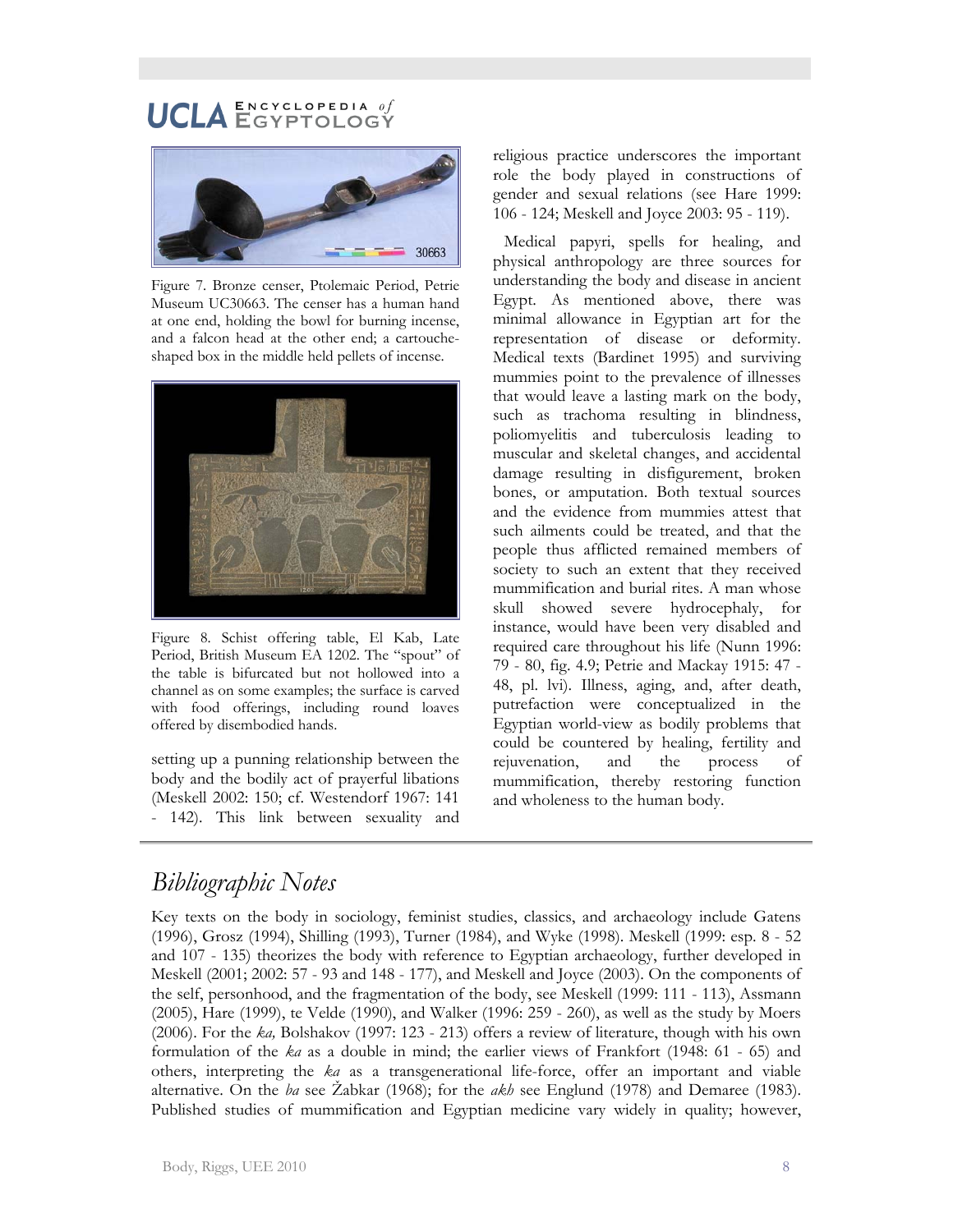Figure 7. Bronze censer, Ptolemaic Period, Petrie Museum UC30663. The censer has a human hand at one end, holding the bowl for burning incense, and a falcon head at the other end; a cartouche-shaped box in the middle held pellets of incense.

Figure 8. Schist offering table, El Kab, Late Period, British Museum EA 1202. The "spout" of the table is bifurcated but not hollowed into a channel as on some examples; the surface is carved with food offerings, including round loaves offered by disembodied hands.

setting up a punning relationship between the body and the bodily act of prayerful libations (Meskell 2002: 150; cf. Westendorf 1967: 141 - 142). This link between sexuality and religious practice underscores the important role the body played in constructions of gender and sexual relations (see Hare 1999: 106 - 124; Meskell and Joyce 2003: 95 - 119).

Medical papyri, spells for healing, and physical anthropology are three sources for understanding the body and disease in ancient Egypt. As mentioned above, there was minimal allowance in Egyptian art for the representation of disease or deformity. Medical texts (Bardinet 1995) and surviving mummies point to the prevalence of illnesses that would leave a lasting mark on the body, such as trachoma resulting in blindness, poliomyelitis and tuberculosis leading to muscular and skeletal changes, and accidental damage resulting in disfigurement, broken bones, or amputation. Both textual sources and the evidence from mummies attest that such ailments could be treated, and that the people thus afflicted remained members of society to such an extent that they received mummification and burial rites. A man whose skull showed severe hydrocephaly, for instance, would have been very disabled and required care throughout his life (Nunn 1996: 79 - 80, fig. 4.9; Petrie and Mackay 1915: 47 - 48, pl. lvi). Illness, aging, and, after death, putrefaction were conceptualized in the Egyptian world-view as bodily problems that could be countered by healing, fertility and rejuvenation, and the process of mummification, thereby restoring function and wholeness to the human body.

## *Bibliographic Notes*

Key texts on the body in sociology, feminist studies, classics, and archaeology include Gatens (1996), Grosz (1994), Shilling (1993), Turner (1984), and Wyke (1998). Meskell (1999: esp. 8 - 52 and 107 - 135) theorizes the body with reference to Egyptian archaeology, further developed in Meskell (2001; 2002: 57 - 93 and 148 - 177), and Meskell and Joyce (2003). On the components of the self, personhood, and the fragmentation of the body, see Meskell (1999: 111 - 113), Assmann (2005), Hare (1999), te Velde (1990), and Walker (1996: 259 - 260), as well as the study by Moers (2006). For the *ka,* Bolshakov (1997: 123 - 213) offers a review of literature, though with his own formulation of the *ka* as a double in mind; the earlier views of Frankfort (1948: 61 - 65) and others, interpreting the *ka* as a transgenerational life-force, offer an important and viable alternative. On the *ba* see Žabkar (1968); for the *akh* see Englund (1978) and Demaree (1983). Published studies of mummification and Egyptian medicine vary widely in quality; however,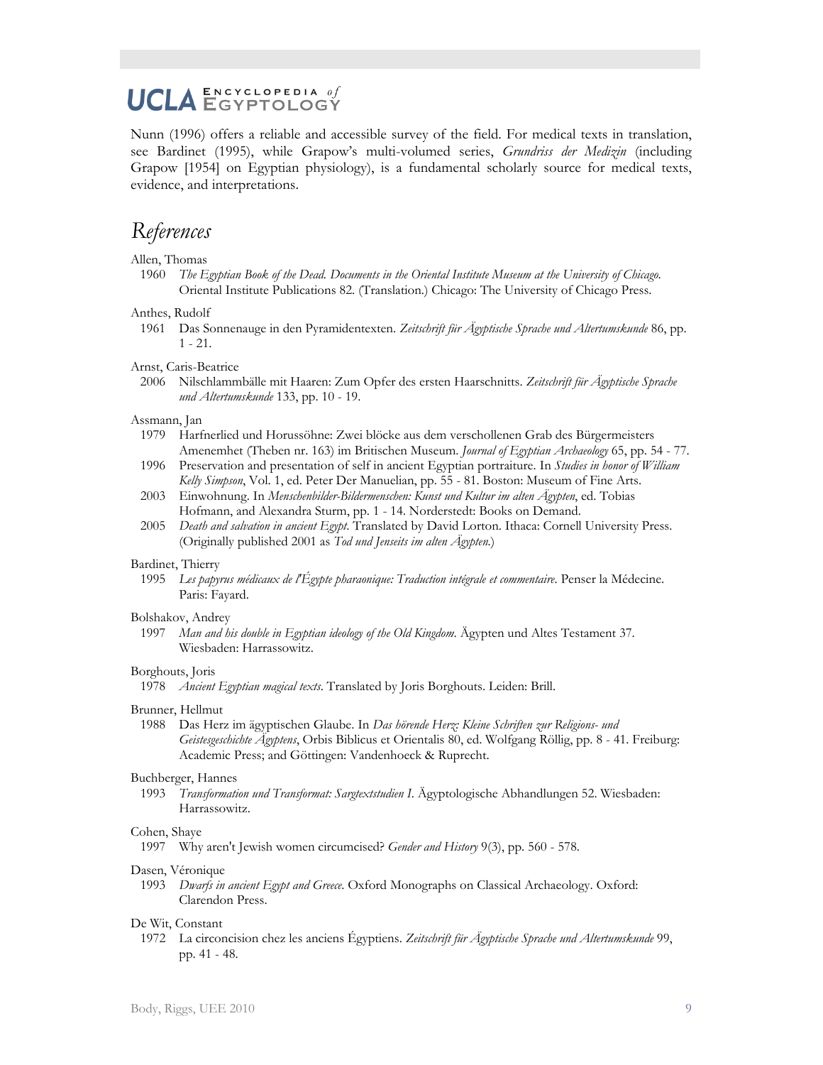Nunn (1996) offers a reliable and accessible survey of the field. For medical texts in translation, see Bardinet (1995), while Grapow's multi-volumed series, *Grundriss der Medizin* (including Grapow [1954] on Egyptian physiology), is a fundamental scholarly source for medical texts, evidence, and interpretations.

## References

Allen, Thomas
  1960 *The Egyptian Book of the Dead. Documents in the Oriental Institute Museum at the University of Chicago.* Oriental Institute Publications 82. (Translation.) Chicago: The University of Chicago Press.

Anthes, Rudolf
  1961 Das Sonnenauge in den Pyramidentexten. *Zeitschrift für Ägyptische Sprache und Altertumskunde* 86, pp. 1 - 21.

Arnst, Caris-Beatrice
  2006 Nilschlammbälle mit Haaren: Zum Opfer des ersten Haarschnitts. *Zeitschrift für Ägyptische Sprache und Altertumskunde* 133, pp. 10 - 19.

Assmann, Jan
  1979 Harfnerlied und Horussöhne: Zwei blöcke aus dem verschollenen Grab des Bürgermeisters Amenemhet (Theben nr. 163) im Britischen Museum. *Journal of Egyptian Archaeology* 65, pp. 54 - 77.
  1996 Preservation and presentation of self in ancient Egyptian portraiture. In *Studies in honor of William Kelly Simpson*, Vol. 1, ed. Peter Der Manuelian, pp. 55 - 81. Boston: Museum of Fine Arts.
  2003 Einwohnung. In *Menschenbilder-Bildermenschen: Kunst und Kultur im alten Ägypten*, ed. Tobias Hofmann, and Alexandra Sturm, pp. 1 - 14. Norderstedt: Books on Demand.
  2005 *Death and salvation in ancient Egypt*. Translated by David Lorton. Ithaca: Cornell University Press. (Originally published 2001 as *Tod und Jenseits im alten Ägypten*.)

Bardinet, Thierry
  1995 *Les papyrus médicaux de l'Égypte pharaonique: Traduction intégrale et commentaire*. Penser la Médecine. Paris: Fayard.

Bolshakov, Andrey
  1997 *Man and his double in Egyptian ideology of the Old Kingdom*. Ägypten und Altes Testament 37. Wiesbaden: Harrassowitz.

Borghouts, Joris
  1978 *Ancient Egyptian magical texts*. Translated by Joris Borghouts. Leiden: Brill.

Brunner, Hellmut
  1988 Das Herz im ägyptischen Glaube. In *Das hörende Herz: Kleine Schriften zur Religions- und Geistesgeschichte Ägyptens*, Orbis Biblicus et Orientalis 80, ed. Wolfgang Röllig, pp. 8 - 41. Freiburg: Academic Press; and Göttingen: Vandenhoeck & Ruprecht.

Buchberger, Hannes
  1993 *Transformation und Transformat: Sargtextstudien I*. Ägyptologische Abhandlungen 52. Wiesbaden: Harrassowitz.

Cohen, Shaye
  1997 Why aren't Jewish women circumcised? *Gender and History* 9(3), pp. 560 - 578.

Dasen, Véronique
  1993 *Dwarfs in ancient Egypt and Greece*. Oxford Monographs on Classical Archaeology. Oxford: Clarendon Press.

De Wit, Constant
  1972 La circoncision chez les anciens Égyptiens. *Zeitschrift für Ägyptische Sprache und Altertumskunde* 99, pp. 41 - 48.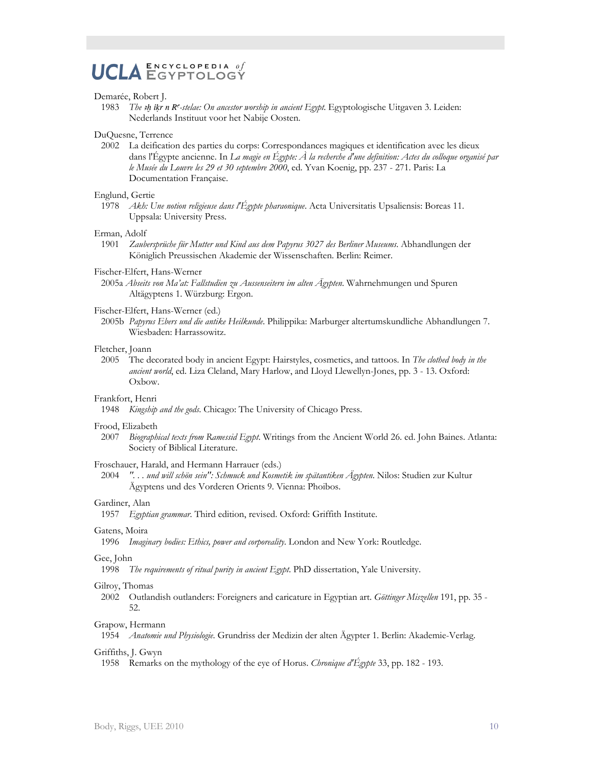Demarée, Robert J.

1983 *The ꜣḫ iḳr n Rꜥ-stelae: On ancestor worship in ancient Egypt*. Egyptologische Uitgaven 3. Leiden: Nederlands Instituut voor het Nabije Oosten.

DuQuesne, Terrence

2002 La deification des parties du corps: Correspondances magiques et identification avec les dieux dans l'Égypte ancienne. In *La magie en Égypte: À la recherche d'une definition: Actes du colloque organisé par le Musée du Louvre les 29 et 30 septembre 2000*, ed. Yvan Koenig, pp. 237 - 271. Paris: La Documentation Française.

Englund, Gertie

1978 *Akh: Une notion religieuse dans l'Égypte pharaonique*. Acta Universitatis Upsaliensis: Boreas 11. Uppsala: University Press.

Erman, Adolf

1901 *Zaubersprüche für Mutter und Kind aus dem Papyrus 3027 des Berliner Museums*. Abhandlungen der Königlich Preussischen Akademie der Wissenschaften. Berlin: Reimer.

Fischer-Elfert, Hans-Werner

2005a *Abseits von Ma'at: Fallstudien zu Aussenseitern im alten Ägypten*. Wahrnehmungen und Spuren Altägyptens 1. Würzburg: Ergon.

Fischer-Elfert, Hans-Werner (ed.)

2005b *Papyrus Ebers und die antike Heilkunde*. Philippika: Marburger altertumskundliche Abhandlungen 7. Wiesbaden: Harrassowitz.

Fletcher, Joann

2005 The decorated body in ancient Egypt: Hairstyles, cosmetics, and tattoos. In *The clothed body in the ancient world*, ed. Liza Cleland, Mary Harlow, and Lloyd Llewellyn-Jones, pp. 3 - 13. Oxford: Oxbow.

Frankfort, Henri

1948 *Kingship and the gods*. Chicago: The University of Chicago Press.

Frood, Elizabeth

2007 *Biographical texts from Ramessid Egypt*. Writings from the Ancient World 26. ed. John Baines. Atlanta: Society of Biblical Literature.

Froschauer, Harald, and Hermann Harrauer (eds.)

2004 *". . . und will schön sein": Schmuck und Kosmetik im spätantiken Ägypten*. Nilos: Studien zur Kultur Ägyptens und des Vorderen Orients 9. Vienna: Phoibos.

Gardiner, Alan

1957 *Egyptian grammar*. Third edition, revised. Oxford: Griffith Institute.

Gatens, Moira

1996 *Imaginary bodies: Ethics, power and corporeality*. London and New York: Routledge.

Gee, John

1998 *The requirements of ritual purity in ancient Egypt*. PhD dissertation, Yale University.

Gilroy, Thomas

2002 Outlandish outlanders: Foreigners and caricature in Egyptian art. *Göttinger Miszellen* 191, pp. 35 - 52.

Grapow, Hermann

1954 *Anatomie und Physiologie*. Grundriss der Medizin der alten Ägypter 1. Berlin: Akademie-Verlag.

Griffiths, J. Gwyn

1958 Remarks on the mythology of the eye of Horus. *Chronique d'Égypte* 33, pp. 182 - 193.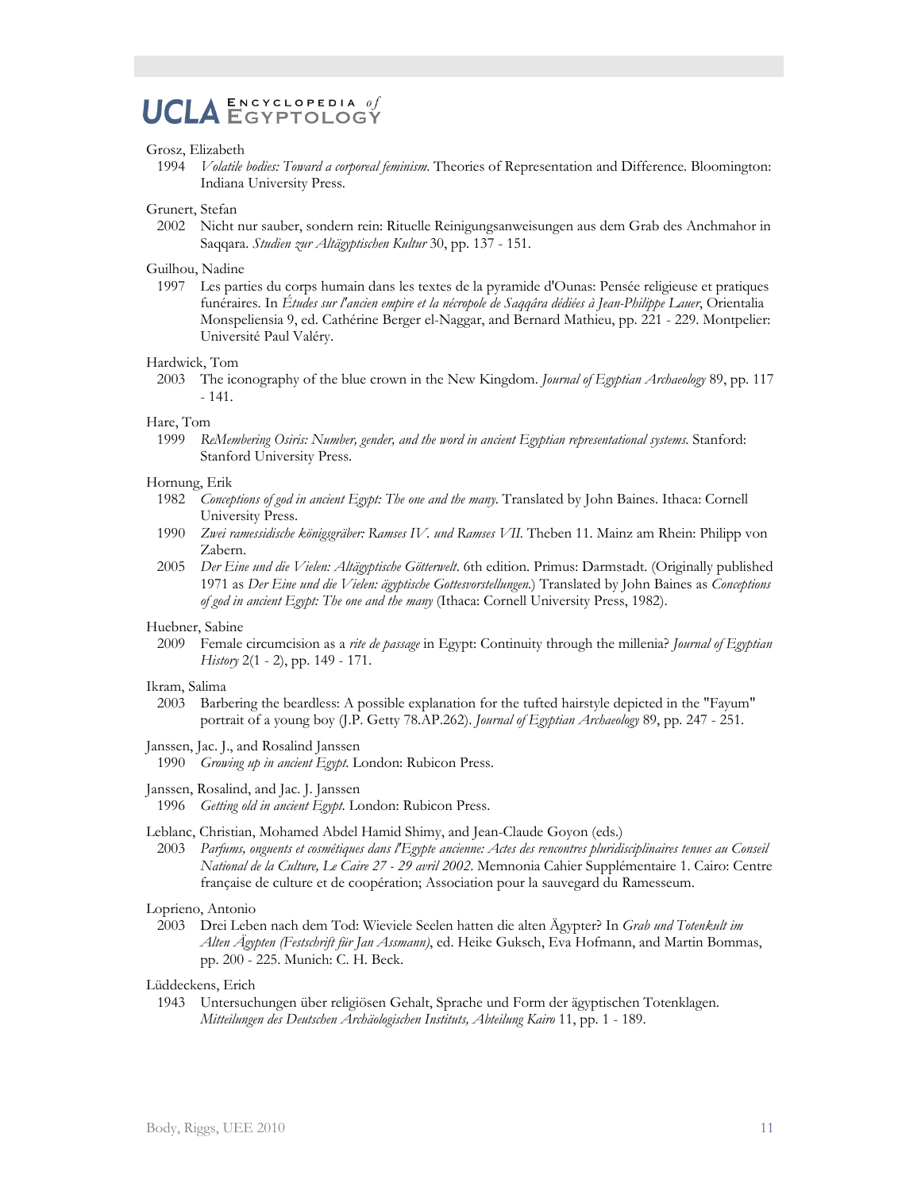Grosz, Elizabeth

1994 *Volatile bodies: Toward a corporeal feminism*. Theories of Representation and Difference. Bloomington: Indiana University Press.

Grunert, Stefan

2002 Nicht nur sauber, sondern rein: Rituelle Reinigungsanweisungen aus dem Grab des Anchmahor in Saqqara. *Studien zur Altägyptischen Kultur* 30, pp. 137 - 151.

Guilhou, Nadine

1997 Les parties du corps humain dans les textes de la pyramide d'Ounas: Pensée religieuse et pratiques funéraires. In *Études sur l'ancien empire et la nécropole de Saqqâra dédiées à Jean-Philippe Lauer*, Orientalia Monspeliensia 9, ed. Cathérine Berger el-Naggar, and Bernard Mathieu, pp. 221 - 229. Montpelier: Université Paul Valéry.

Hardwick, Tom

2003 The iconography of the blue crown in the New Kingdom. *Journal of Egyptian Archaeology* 89, pp. 117 - 141.

Hare, Tom

1999 *ReMembering Osiris: Number, gender, and the word in ancient Egyptian representational systems*. Stanford: Stanford University Press.

Hornung, Erik

1982 *Conceptions of god in ancient Egypt: The one and the many*. Translated by John Baines. Ithaca: Cornell University Press.

1990 *Zwei ramessidische königsgräber: Ramses IV. und Ramses VII*. Theben 11. Mainz am Rhein: Philipp von Zabern.

2005 *Der Eine und die Vielen: Altägyptische Götterwelt*. 6th edition. Primus: Darmstadt. (Originally published 1971 as *Der Eine und die Vielen: ägyptische Gottesvorstellungen*.) Translated by John Baines as *Conceptions of god in ancient Egypt: The one and the many* (Ithaca: Cornell University Press, 1982).

Huebner, Sabine

2009 Female circumcision as a *rite de passage* in Egypt: Continuity through the millenia? *Journal of Egyptian History* 2(1 - 2), pp. 149 - 171.

Ikram, Salima

2003 Barbering the beardless: A possible explanation for the tufted hairstyle depicted in the "Fayum" portrait of a young boy (J.P. Getty 78.AP.262). *Journal of Egyptian Archaeology* 89, pp. 247 - 251.

Janssen, Jac. J., and Rosalind Janssen

1990 *Growing up in ancient Egypt*. London: Rubicon Press.

Janssen, Rosalind, and Jac. J. Janssen

1996 *Getting old in ancient Egypt*. London: Rubicon Press.

Leblanc, Christian, Mohamed Abdel Hamid Shimy, and Jean-Claude Goyon (eds.)

2003 *Parfums, onguents et cosmétiques dans l'Egypte ancienne: Actes des rencontres pluridisciplinaires tenues au Conseil National de la Culture, Le Caire 27 - 29 avril 2002*. Memnonia Cahier Supplémentaire 1. Cairo: Centre française de culture et de coopération; Association pour la sauvegard du Ramesseum.

Loprieno, Antonio

2003 Drei Leben nach dem Tod: Wieviele Seelen hatten die alten Ägypter? In *Grab und Totenkult im Alten Ägypten (Festschrift für Jan Assmann)*, ed. Heike Guksch, Eva Hofmann, and Martin Bommas, pp. 200 - 225. Munich: C. H. Beck.

Lüddeckens, Erich

1943 Untersuchungen über religiösen Gehalt, Sprache und Form der ägyptischen Totenklagen. *Mitteilungen des Deutschen Archäologischen Instituts, Abteilung Kairo* 11, pp. 1 - 189.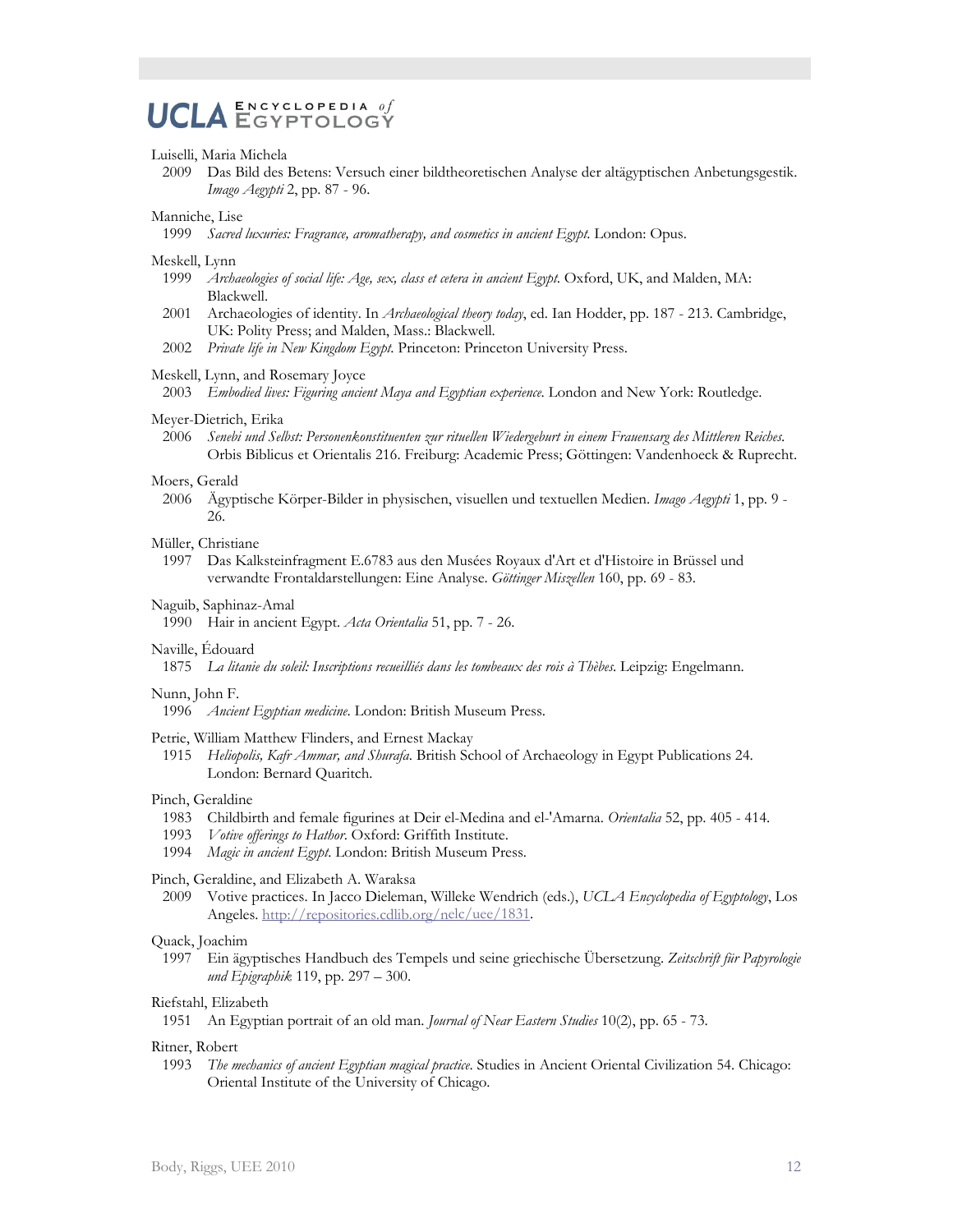Luiselli, Maria Michela

2009 Das Bild des Betens: Versuch einer bildtheoretischen Analyse der altägyptischen Anbetungsgestik. *Imago Aegypti* 2, pp. 87 - 96.

Manniche, Lise

1999 *Sacred luxuries: Fragrance, aromatherapy, and cosmetics in ancient Egypt.* London: Opus.

Meskell, Lynn

1999 *Archaeologies of social life: Age, sex, class et cetera in ancient Egypt.* Oxford, UK, and Malden, MA: Blackwell.

2001 Archaeologies of identity. In *Archaeological theory today*, ed. Ian Hodder, pp. 187 - 213. Cambridge, UK: Polity Press; and Malden, Mass.: Blackwell.

2002 *Private life in New Kingdom Egypt.* Princeton: Princeton University Press.

Meskell, Lynn, and Rosemary Joyce

2003 *Embodied lives: Figuring ancient Maya and Egyptian experience.* London and New York: Routledge.

Meyer-Dietrich, Erika

2006 *Senebi und Selbst: Personenkonstituenten zur rituellen Wiedergeburt in einem Frauensarg des Mittleren Reiches.* Orbis Biblicus et Orientalis 216. Freiburg: Academic Press; Göttingen: Vandenhoeck & Ruprecht.

Moers, Gerald

2006 Ägyptische Körper-Bilder in physischen, visuellen und textuellen Medien. *Imago Aegypti* 1, pp. 9 - 26.

Müller, Christiane

1997 Das Kalksteinfragment E.6783 aus den Musées Royaux d'Art et d'Histoire in Brüssel und verwandte Frontaldarstellungen: Eine Analyse. *Göttinger Miszellen* 160, pp. 69 - 83.

Naguib, Saphinaz-Amal

1990 Hair in ancient Egypt. *Acta Orientalia* 51, pp. 7 - 26.

Naville, Édouard

1875 *La litanie du soleil: Inscriptions recueilliés dans les tombeaux des rois à Thèbes.* Leipzig: Engelmann.

Nunn, John F.

1996 *Ancient Egyptian medicine.* London: British Museum Press.

Petrie, William Matthew Flinders, and Ernest Mackay

1915 *Heliopolis, Kafr Ammar, and Shurafa.* British School of Archaeology in Egypt Publications 24. London: Bernard Quaritch.

Pinch, Geraldine

1983 Childbirth and female figurines at Deir el-Medina and el-'Amarna. *Orientalia* 52, pp. 405 - 414.

1993 *Votive offerings to Hathor.* Oxford: Griffith Institute.

1994 *Magic in ancient Egypt.* London: British Museum Press.

Pinch, Geraldine, and Elizabeth A. Waraksa

2009 Votive practices. In Jacco Dieleman, Willeke Wendrich (eds.), *UCLA Encyclopedia of Egyptology*, Los Angeles. http://repositories.cdlib.org/nelc/uee/1831.

Quack, Joachim

1997 Ein ägyptisches Handbuch des Tempels und seine griechische Übersetzung. *Zeitschrift für Papyrologie und Epigraphik* 119, pp. 297 – 300.

Riefstahl, Elizabeth

1951 An Egyptian portrait of an old man. *Journal of Near Eastern Studies* 10(2), pp. 65 - 73.

Ritner, Robert

1993 *The mechanics of ancient Egyptian magical practice.* Studies in Ancient Oriental Civilization 54. Chicago: Oriental Institute of the University of Chicago.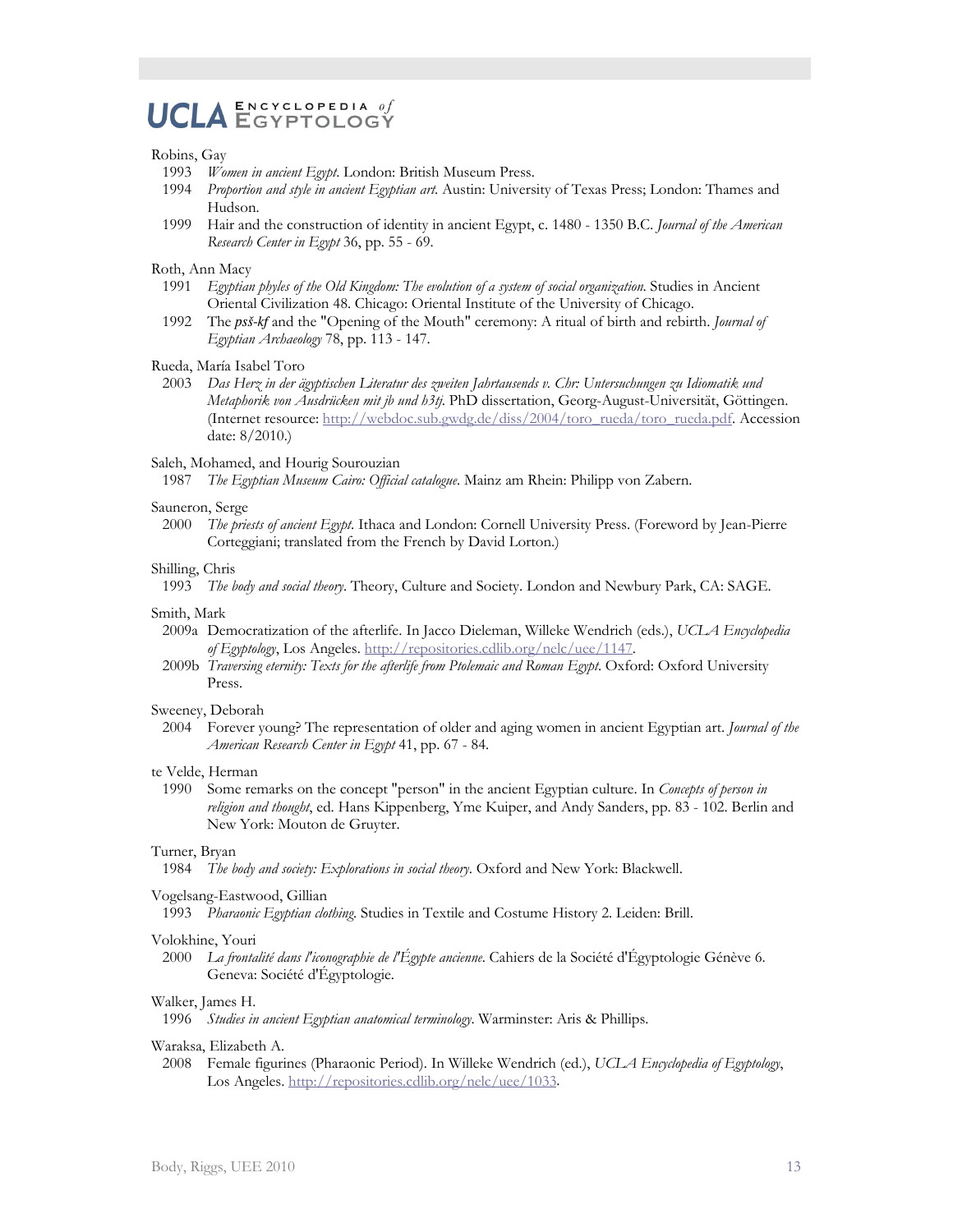Robins, Gay

- 1993 *Women in ancient Egypt*. London: British Museum Press.
- 1994 *Proportion and style in ancient Egyptian art*. Austin: University of Texas Press; London: Thames and Hudson.
- 1999 Hair and the construction of identity in ancient Egypt, c. 1480 - 1350 B.C. *Journal of the American Research Center in Egypt* 36, pp. 55 - 69.

Roth, Ann Macy

- 1991 *Egyptian phyles of the Old Kingdom: The evolution of a system of social organization*. Studies in Ancient Oriental Civilization 48. Chicago: Oriental Institute of the University of Chicago.
- 1992 The ***psš-kf*** and the "Opening of the Mouth" ceremony: A ritual of birth and rebirth. *Journal of Egyptian Archaeology* 78, pp. 113 - 147.

Rueda, María Isabel Toro

- 2003 *Das Herz in der ägyptischen Literatur des zweiten Jahrtausends v. Chr: Untersuchungen zu Idiomatik und Metaphorik von Ausdrücken mit jb und ḥ3tj*. PhD dissertation, Georg-August-Universität, Göttingen. (Internet resource: http://webdoc.sub.gwdg.de/diss/2004/toro_rueda/toro_rueda.pdf. Accession date: 8/2010.)

Saleh, Mohamed, and Hourig Sourouzian

- 1987 *The Egyptian Museum Cairo: Official catalogue*. Mainz am Rhein: Philipp von Zabern.

Sauneron, Serge

- 2000 *The priests of ancient Egypt*. Ithaca and London: Cornell University Press. (Foreword by Jean-Pierre Corteggiani; translated from the French by David Lorton.)

Shilling, Chris

- 1993 *The body and social theory*. Theory, Culture and Society. London and Newbury Park, CA: SAGE.

Smith, Mark

- 2009a Democratization of the afterlife. In Jacco Dieleman, Willeke Wendrich (eds.), *UCLA Encyclopedia of Egyptology*, Los Angeles. http://repositories.cdlib.org/nelc/uee/1147.
- 2009b *Traversing eternity: Texts for the afterlife from Ptolemaic and Roman Egypt*. Oxford: Oxford University Press.

Sweeney, Deborah

- 2004 Forever young? The representation of older and aging women in ancient Egyptian art. *Journal of the American Research Center in Egypt* 41, pp. 67 - 84.

te Velde, Herman

- 1990 Some remarks on the concept "person" in the ancient Egyptian culture. In *Concepts of person in religion and thought*, ed. Hans Kippenberg, Yme Kuiper, and Andy Sanders, pp. 83 - 102. Berlin and New York: Mouton de Gruyter.

Turner, Bryan

- 1984 *The body and society: Explorations in social theory*. Oxford and New York: Blackwell.

Vogelsang-Eastwood, Gillian

- 1993 *Pharaonic Egyptian clothing*. Studies in Textile and Costume History 2. Leiden: Brill.

Volokhine, Youri

- 2000 *La frontalité dans l'iconographie de l'Égypte ancienne*. Cahiers de la Société d'Égyptologie Génève 6. Geneva: Société d'Égyptologie.

Walker, James H.

- 1996 *Studies in ancient Egyptian anatomical terminology*. Warminster: Aris & Phillips.

Waraksa, Elizabeth A.

- 2008 Female figurines (Pharaonic Period). In Willeke Wendrich (ed.), *UCLA Encyclopedia of Egyptology*, Los Angeles. http://repositories.cdlib.org/nelc/uee/1033.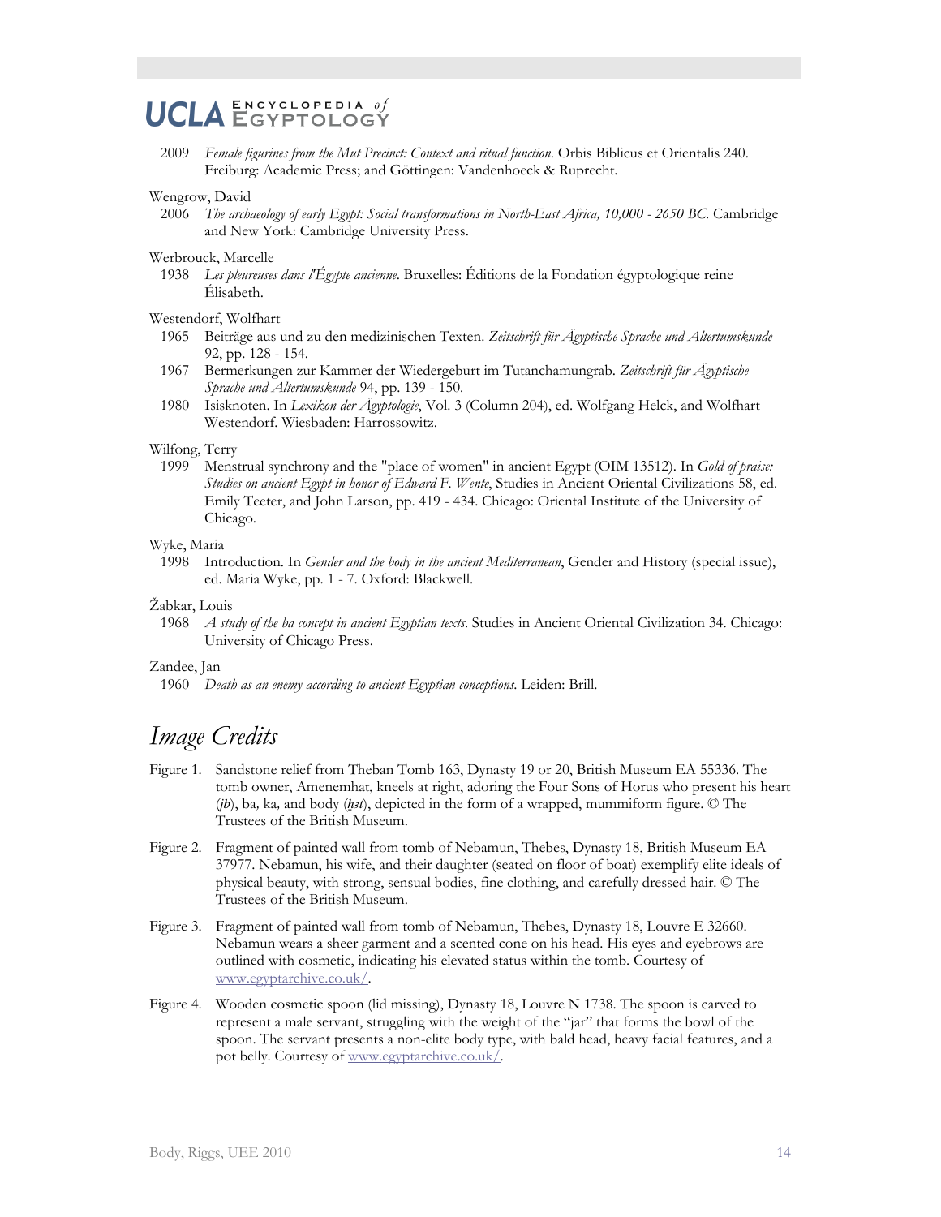2009 *Female figurines from the Mut Precinct: Context and ritual function*. Orbis Biblicus et Orientalis 240. Freiburg: Academic Press; and Göttingen: Vandenhoeck & Ruprecht.

Wengrow, David

2006 *The archaeology of early Egypt: Social transformations in North-East Africa, 10,000 - 2650 BC*. Cambridge and New York: Cambridge University Press.

Werbrouck, Marcelle

1938 *Les pleureuses dans l'Égypte ancienne*. Bruxelles: Éditions de la Fondation égyptologique reine Élisabeth.

Westendorf, Wolfhart

1965 Beiträge aus und zu den medizinischen Texten. *Zeitschrift für Ägyptische Sprache und Altertumskunde* 92, pp. 128 - 154.

1967 Bermerkungen zur Kammer der Wiedergeburt im Tutanchamungrab. *Zeitschrift für Ägyptische Sprache und Altertumskunde* 94, pp. 139 - 150.

1980 Isisknoten. In *Lexikon der Ägyptologie*, Vol. 3 (Column 204), ed. Wolfgang Helck, and Wolfhart Westendorf. Wiesbaden: Harrossowitz.

Wilfong, Terry

1999 Menstrual synchrony and the "place of women" in ancient Egypt (OIM 13512). In *Gold of praise: Studies on ancient Egypt in honor of Edward F. Wente*, Studies in Ancient Oriental Civilizations 58, ed. Emily Teeter, and John Larson, pp. 419 - 434. Chicago: Oriental Institute of the University of Chicago.

Wyke, Maria

1998 Introduction. In *Gender and the body in the ancient Mediterranean*, Gender and History (special issue), ed. Maria Wyke, pp. 1 - 7. Oxford: Blackwell.

Žabkar, Louis

1968 *A study of the ba concept in ancient Egyptian texts*. Studies in Ancient Oriental Civilization 34. Chicago: University of Chicago Press.

Zandee, Jan

1960 *Death as an enemy according to ancient Egyptian conceptions*. Leiden: Brill.

## Image Credits

Figure 1. Sandstone relief from Theban Tomb 163, Dynasty 19 or 20, British Museum EA 55336. The tomb owner, Amenemhat, kneels at right, adoring the Four Sons of Horus who present his heart (*jb*), ba, ka, and body (*ḫꜣt*), depicted in the form of a wrapped, mummiform figure. © The Trustees of the British Museum.

Figure 2. Fragment of painted wall from tomb of Nebamun, Thebes, Dynasty 18, British Museum EA 37977. Nebamun, his wife, and their daughter (seated on floor of boat) exemplify elite ideals of physical beauty, with strong, sensual bodies, fine clothing, and carefully dressed hair. © The Trustees of the British Museum.

Figure 3. Fragment of painted wall from tomb of Nebamun, Thebes, Dynasty 18, Louvre E 32660. Nebamun wears a sheer garment and a scented cone on his head. His eyes and eyebrows are outlined with cosmetic, indicating his elevated status within the tomb. Courtesy of www.egyptarchive.co.uk/.

Figure 4. Wooden cosmetic spoon (lid missing), Dynasty 18, Louvre N 1738. The spoon is carved to represent a male servant, struggling with the weight of the "jar" that forms the bowl of the spoon. The servant presents a non-elite body type, with bald head, heavy facial features, and a pot belly. Courtesy of www.egyptarchive.co.uk/.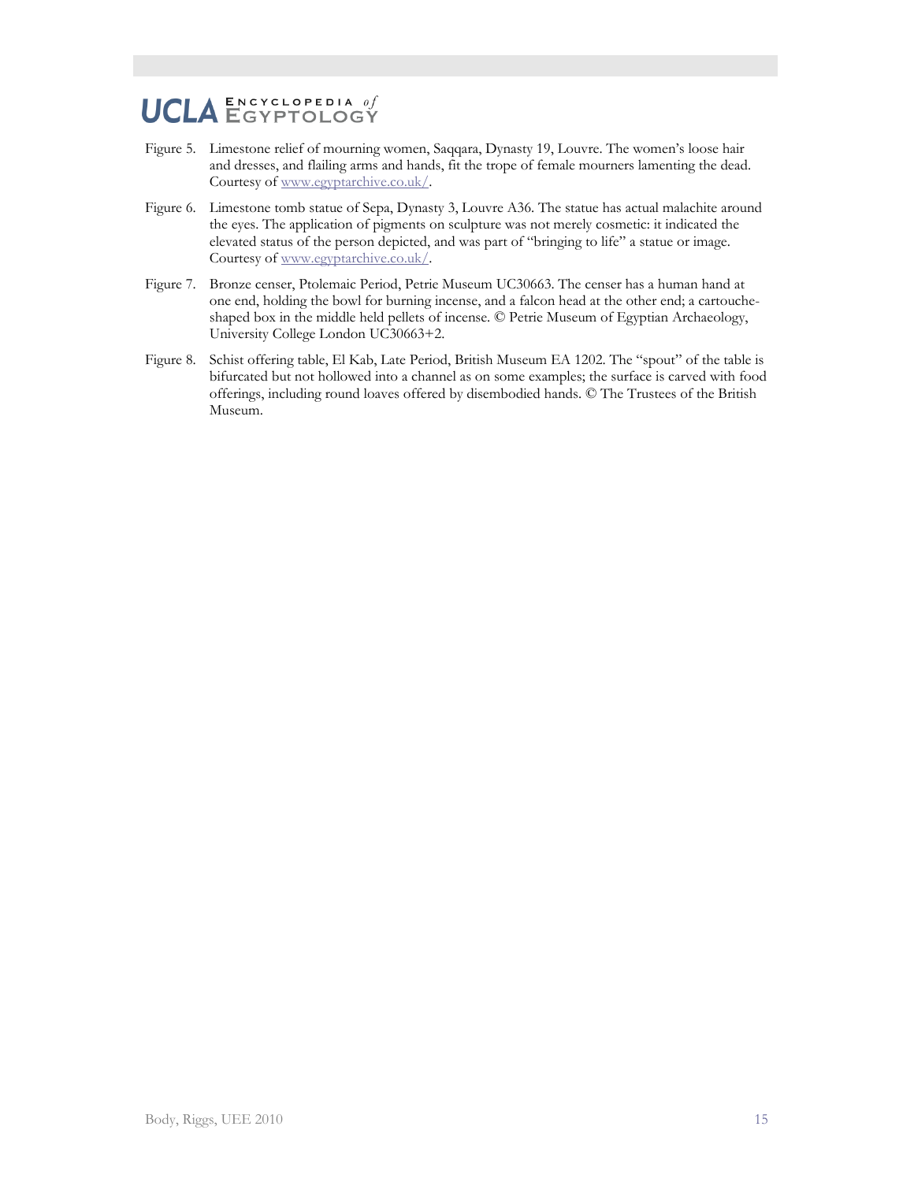Figure 5. Limestone relief of mourning women, Saqqara, Dynasty 19, Louvre. The women's loose hair and dresses, and flailing arms and hands, fit the trope of female mourners lamenting the dead. Courtesy of www.egyptarchive.co.uk/.

Figure 6. Limestone tomb statue of Sepa, Dynasty 3, Louvre A36. The statue has actual malachite around the eyes. The application of pigments on sculpture was not merely cosmetic: it indicated the elevated status of the person depicted, and was part of "bringing to life" a statue or image. Courtesy of www.egyptarchive.co.uk/.

Figure 7. Bronze censer, Ptolemaic Period, Petrie Museum UC30663. The censer has a human hand at one end, holding the bowl for burning incense, and a falcon head at the other end; a cartouche-shaped box in the middle held pellets of incense. © Petrie Museum of Egyptian Archaeology, University College London UC30663+2.

Figure 8. Schist offering table, El Kab, Late Period, British Museum EA 1202. The "spout" of the table is bifurcated but not hollowed into a channel as on some examples; the surface is carved with food offerings, including round loaves offered by disembodied hands. © The Trustees of the British Museum.